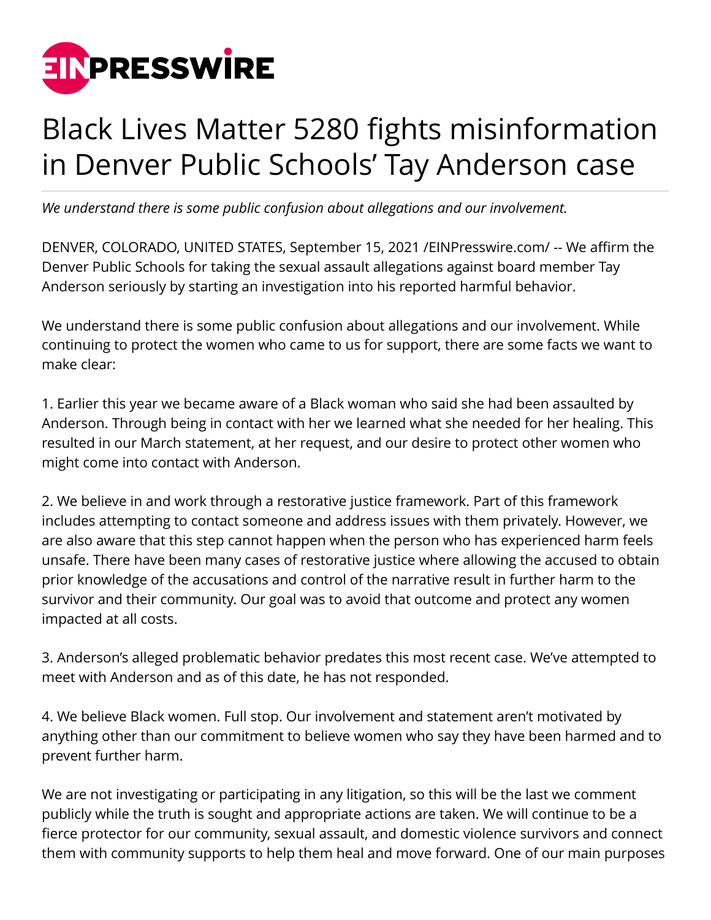# Black Lives Matter 5280 fights misinformation in Denver Public Schools' Tay Anderson case

*We understand there is some public confusion about allegations and our involvement.*

DENVER, COLORADO, UNITED STATES, September 15, 2021 /EINPresswire.com/ -- We affirm the Denver Public Schools for taking the sexual assault allegations against board member Tay Anderson seriously by starting an investigation into his reported harmful behavior.

We understand there is some public confusion about allegations and our involvement. While continuing to protect the women who came to us for support, there are some facts we want to make clear:

1. Earlier this year we became aware of a Black woman who said she had been assaulted by Anderson. Through being in contact with her we learned what she needed for her healing. This resulted in our March statement, at her request, and our desire to protect other women who might come into contact with Anderson.

2. We believe in and work through a restorative justice framework. Part of this framework includes attempting to contact someone and address issues with them privately. However, we are also aware that this step cannot happen when the person who has experienced harm feels unsafe. There have been many cases of restorative justice where allowing the accused to obtain prior knowledge of the accusations and control of the narrative result in further harm to the survivor and their community. Our goal was to avoid that outcome and protect any women impacted at all costs.

3. Anderson's alleged problematic behavior predates this most recent case. We've attempted to meet with Anderson and as of this date, he has not responded.

4. We believe Black women. Full stop. Our involvement and statement aren't motivated by anything other than our commitment to believe women who say they have been harmed and to prevent further harm.

We are not investigating or participating in any litigation, so this will be the last we comment publicly while the truth is sought and appropriate actions are taken. We will continue to be a fierce protector for our community, sexual assault, and domestic violence survivors and connect them with community supports to help them heal and move forward. One of our main purposes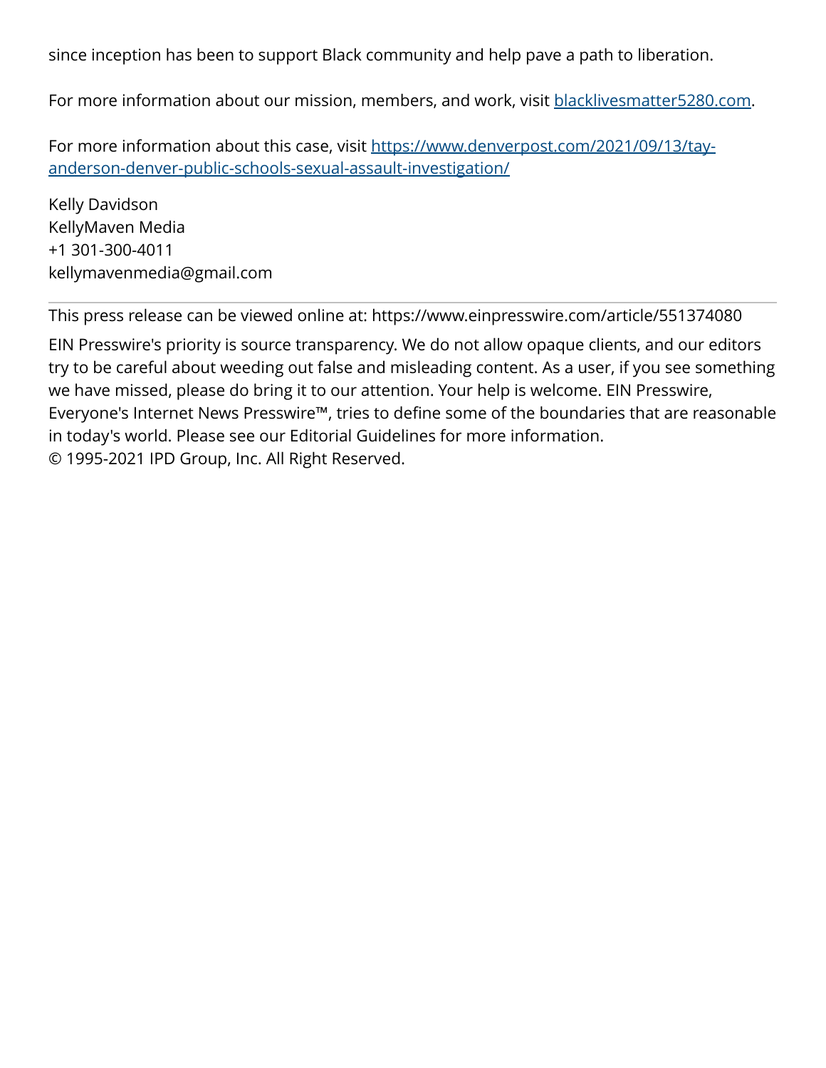since inception has been to support Black community and help pave a path to liberation.

For more information about our mission, members, and work, visit [blacklivesmatter5280.com](blacklivesmatter5280.com).

For more information about this case, visit [https://www.denverpost.com/2021/09/13/tay-anderson-denver-public-schools-sexual-assault-investigation/](https://www.denverpost.com/2021/09/13/tay-anderson-denver-public-schools-sexual-assault-investigation/)

Kelly Davidson
KellyMaven Media
+1 301-300-4011
kellymavenmedia@gmail.com

---

This press release can be viewed online at: https://www.einpresswire.com/article/551374080

EIN Presswire's priority is source transparency. We do not allow opaque clients, and our editors try to be careful about weeding out false and misleading content. As a user, if you see something we have missed, please do bring it to our attention. Your help is welcome. EIN Presswire, Everyone's Internet News Presswire™, tries to define some of the boundaries that are reasonable in today's world. Please see our Editorial Guidelines for more information.
© 1995-2021 IPD Group, Inc. All Right Reserved.